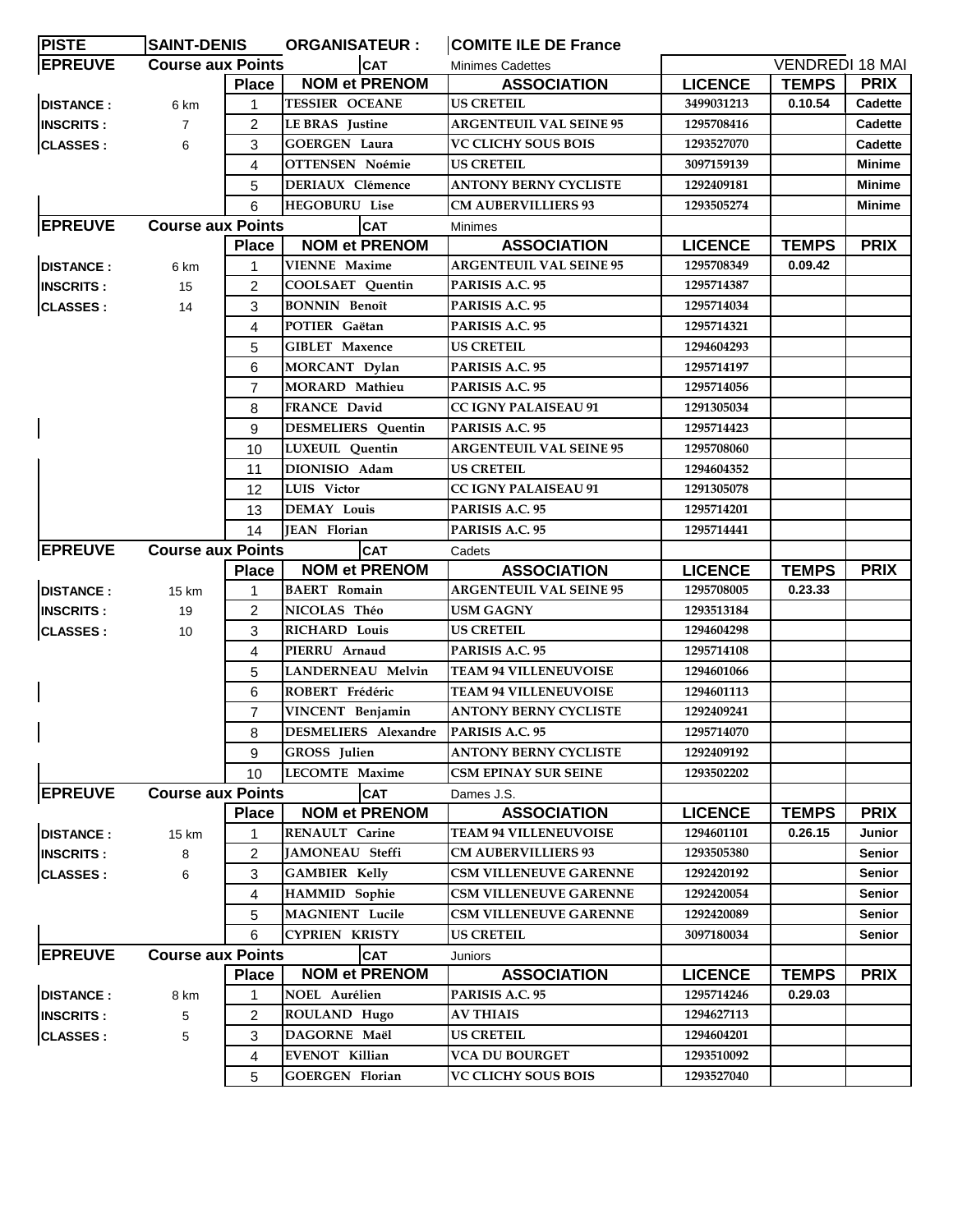| PISTE | SAINT-DENIS | ORGANISATEUR : | COMITE ILE DE France | | | |
|---|---|---|---|---|---|---|
| **EPREUVE** | **Course aux Points** | **CAT** | Minimes Cadettes | | VENDREDI 18 MAI | |

| | | Place | NOM et PRENOM | ASSOCIATION | LICENCE | TEMPS | PRIX |
|---|---|---|---|---|---|---|---|
| DISTANCE : | 6 km | 1 | TESSIER OCEANE | US CRETEIL | 3499031213 | 0.10.54 | Cadette |
| INSCRITS : | 7 | 2 | LE BRAS Justine | ARGENTEUIL VAL SEINE 95 | 1295708416 | | Cadette |
| CLASSES : | 6 | 3 | GOERGEN Laura | VC CLICHY SOUS BOIS | 1293527070 | | Cadette |
| | | 4 | OTTENSEN Noémie | US CRETEIL | 3097159139 | | Minime |
| | | 5 | DERIAUX Clémence | ANTONY BERNY CYCLISTE | 1292409181 | | Minime |
| | | 6 | HEGOBURU Lise | CM AUBERVILLIERS 93 | 1293505274 | | Minime |

| EPREUVE | Course aux Points | CAT | Minimes | | | | |
|---|---|---|---|---|---|---|---|
| | | Place | NOM et PRENOM | ASSOCIATION | LICENCE | TEMPS | PRIX |
| DISTANCE : | 6 km | 1 | VIENNE Maxime | ARGENTEUIL VAL SEINE 95 | 1295708349 | 0.09.42 | |
| INSCRITS : | 15 | 2 | COOLSAET Quentin | PARISIS A.C. 95 | 1295714387 | | |
| CLASSES : | 14 | 3 | BONNIN Benoît | PARISIS A.C. 95 | 1295714034 | | |
| | | 4 | POTIER Gaëtan | PARISIS A.C. 95 | 1295714321 | | |
| | | 5 | GIBLET Maxence | US CRETEIL | 1294604293 | | |
| | | 6 | MORCANT Dylan | PARISIS A.C. 95 | 1295714197 | | |
| | | 7 | MORARD Mathieu | PARISIS A.C. 95 | 1295714056 | | |
| | | 8 | FRANCE David | CC IGNY PALAISEAU 91 | 1291305034 | | |
| | | 9 | DESMELIERS Quentin | PARISIS A.C. 95 | 1295714423 | | |
| | | 10 | LUXEUIL Quentin | ARGENTEUIL VAL SEINE 95 | 1295708060 | | |
| | | 11 | DIONISIO Adam | US CRETEIL | 1294604352 | | |
| | | 12 | LUIS Victor | CC IGNY PALAISEAU 91 | 1291305078 | | |
| | | 13 | DEMAY Louis | PARISIS A.C. 95 | 1295714201 | | |
| | | 14 | JEAN Florian | PARISIS A.C. 95 | 1295714441 | | |

| EPREUVE | Course aux Points | CAT | Cadets | | | | |
|---|---|---|---|---|---|---|---|
| | | Place | NOM et PRENOM | ASSOCIATION | LICENCE | TEMPS | PRIX |
| DISTANCE : | 15 km | 1 | BAERT Romain | ARGENTEUIL VAL SEINE 95 | 1295708005 | 0.23.33 | |
| INSCRITS : | 19 | 2 | NICOLAS Théo | USM GAGNY | 1293513184 | | |
| CLASSES : | 10 | 3 | RICHARD Louis | US CRETEIL | 1294604298 | | |
| | | 4 | PIERRU Arnaud | PARISIS A.C. 95 | 1295714108 | | |
| | | 5 | LANDERNEAU Melvin | TEAM 94 VILLENEUVOISE | 1294601066 | | |
| | | 6 | ROBERT Frédéric | TEAM 94 VILLENEUVOISE | 1294601113 | | |
| | | 7 | VINCENT Benjamin | ANTONY BERNY CYCLISTE | 1292409241 | | |
| | | 8 | DESMELIERS Alexandre | PARISIS A.C. 95 | 1295714070 | | |
| | | 9 | GROSS Julien | ANTONY BERNY CYCLISTE | 1292409192 | | |
| | | 10 | LECOMTE Maxime | CSM EPINAY SUR SEINE | 1293502202 | | |

| EPREUVE | Course aux Points | CAT | Dames J.S. | | | | |
|---|---|---|---|---|---|---|---|
| | | Place | NOM et PRENOM | ASSOCIATION | LICENCE | TEMPS | PRIX |
| DISTANCE : | 15 km | 1 | RENAULT Carine | TEAM 94 VILLENEUVOISE | 1294601101 | 0.26.15 | Junior |
| INSCRITS : | 8 | 2 | JAMONEAU Steffi | CM AUBERVILLIERS 93 | 1293505380 | | Senior |
| CLASSES : | 6 | 3 | GAMBIER Kelly | CSM VILLENEUVE GARENNE | 1292420192 | | Senior |
| | | 4 | HAMMID Sophie | CSM VILLENEUVE GARENNE | 1292420054 | | Senior |
| | | 5 | MAGNIENT Lucile | CSM VILLENEUVE GARENNE | 1292420089 | | Senior |
| | | 6 | CYPRIEN KRISTY | US CRETEIL | 3097180034 | | Senior |

| EPREUVE | Course aux Points | CAT | Juniors | | | | |
|---|---|---|---|---|---|---|---|
| | | Place | NOM et PRENOM | ASSOCIATION | LICENCE | TEMPS | PRIX |
| DISTANCE : | 8 km | 1 | NOEL Aurélien | PARISIS A.C. 95 | 1295714246 | 0.29.03 | |
| INSCRITS : | 5 | 2 | ROULAND Hugo | AV THIAIS | 1294627113 | | |
| CLASSES : | 5 | 3 | DAGORNE Maël | US CRETEIL | 1294604201 | | |
| | | 4 | EVENOT Killian | VCA DU BOURGET | 1293510092 | | |
| | | 5 | GOERGEN Florian | VC CLICHY SOUS BOIS | 1293527040 | | |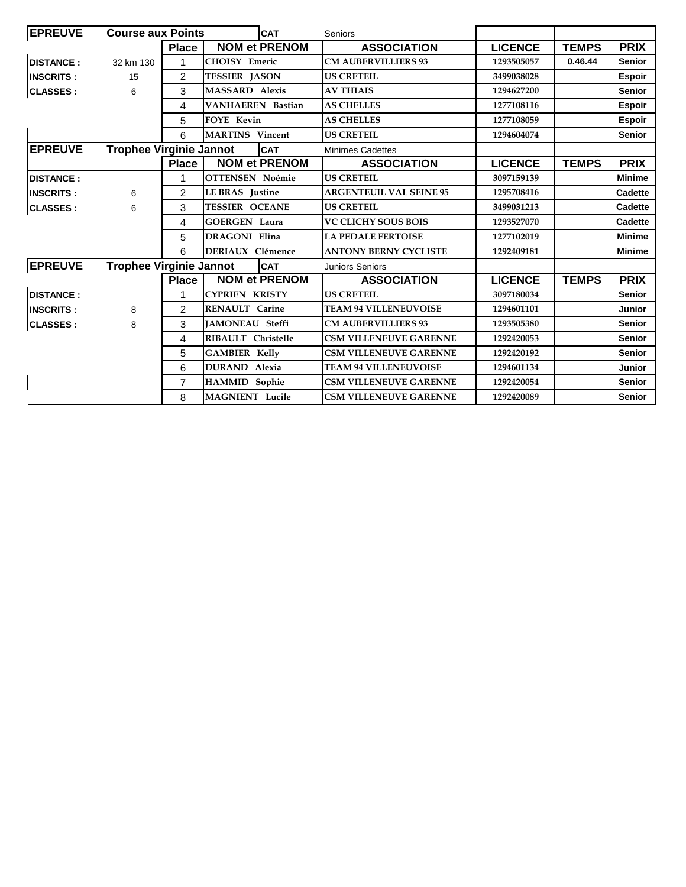| EPREUVE | Course aux Points | | CAT | Seniors | | | |
|---|---|---|---|---|---|---|---|
| | | Place | NOM et PRENOM | ASSOCIATION | LICENCE | TEMPS | PRIX |
| DISTANCE : | 32 km 130 | 1 | CHOISY Emeric | CM AUBERVILLIERS 93 | 1293505057 | 0.46.44 | Senior |
| INSCRITS : | 15 | 2 | TESSIER JASON | US CRETEIL | 3499038028 | | Espoir |
| CLASSES : | 6 | 3 | MASSARD Alexis | AV THIAIS | 1294627200 | | Senior |
| | | 4 | VANHAEREN Bastian | AS CHELLES | 1277108116 | | Espoir |
| | | 5 | FOYE Kevin | AS CHELLES | 1277108059 | | Espoir |
| | | 6 | MARTINS Vincent | US CRETEIL | 1294604074 | | Senior |

| EPREUVE | Trophee Virginie Jannot | | CAT | Minimes Cadettes | | | |
|---|---|---|---|---|---|---|---|
| | | Place | NOM et PRENOM | ASSOCIATION | LICENCE | TEMPS | PRIX |
| DISTANCE : | | 1 | OTTENSEN Noémie | US CRETEIL | 3097159139 | | Minime |
| INSCRITS : | 6 | 2 | LE BRAS Justine | ARGENTEUIL VAL SEINE 95 | 1295708416 | | Cadette |
| CLASSES : | 6 | 3 | TESSIER OCEANE | US CRETEIL | 3499031213 | | Cadette |
| | | 4 | GOERGEN Laura | VC CLICHY SOUS BOIS | 1293527070 | | Cadette |
| | | 5 | DRAGONI Elina | LA PEDALE FERTOISE | 1277102019 | | Minime |
| | | 6 | DERIAUX Clémence | ANTONY BERNY CYCLISTE | 1292409181 | | Minime |

| EPREUVE | Trophee Virginie Jannot | | CAT | Juniors Seniors | | | |
|---|---|---|---|---|---|---|---|
| | | Place | NOM et PRENOM | ASSOCIATION | LICENCE | TEMPS | PRIX |
| DISTANCE : | | 1 | CYPRIEN KRISTY | US CRETEIL | 3097180034 | | Senior |
| INSCRITS : | 8 | 2 | RENAULT Carine | TEAM 94 VILLENEUVOISE | 1294601101 | | Junior |
| CLASSES : | 8 | 3 | JAMONEAU Steffi | CM AUBERVILLIERS 93 | 1293505380 | | Senior |
| | | 4 | RIBAULT Christelle | CSM VILLENEUVE GARENNE | 1292420053 | | Senior |
| | | 5 | GAMBIER Kelly | CSM VILLENEUVE GARENNE | 1292420192 | | Senior |
| | | 6 | DURAND Alexia | TEAM 94 VILLENEUVOISE | 1294601134 | | Junior |
| | | 7 | HAMMID Sophie | CSM VILLENEUVE GARENNE | 1292420054 | | Senior |
| | | 8 | MAGNIENT Lucile | CSM VILLENEUVE GARENNE | 1292420089 | | Senior |